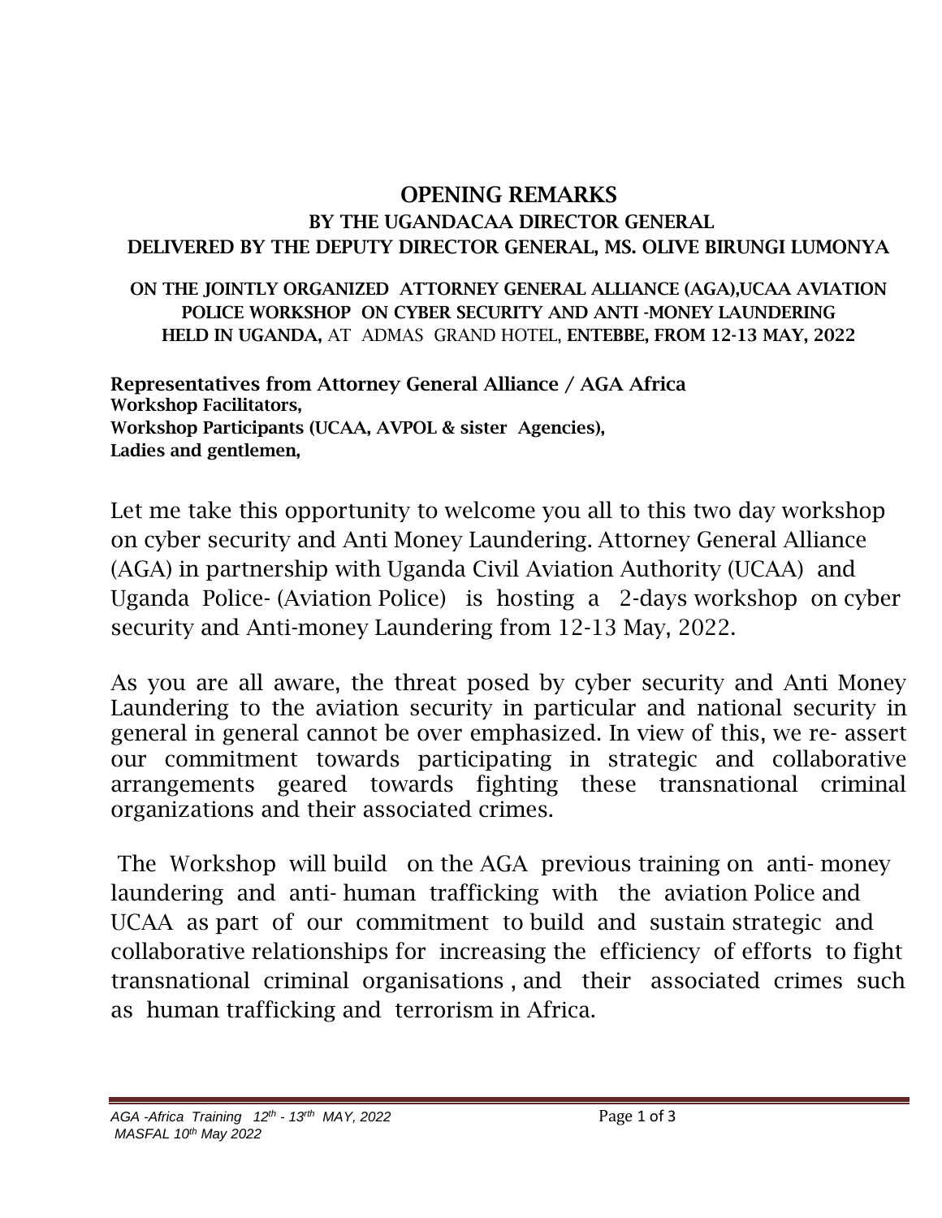# OPENING REMARKS

## BY THE UGANDACAA DIRECTOR GENERAL
## DELIVERED BY THE DEPUTY DIRECTOR GENERAL, MS. OLIVE BIRUNGI LUMONYA

### ON THE JOINTLY ORGANIZED ATTORNEY GENERAL ALLIANCE (AGA),UCAA AVIATION POLICE WORKSHOP ON CYBER SECURITY AND ANTI -MONEY LAUNDERING HELD IN UGANDA, AT ADMAS GRAND HOTEL, ENTEBBE, FROM 12-13 MAY, 2022

**Representatives from Attorney General Alliance / AGA Africa**
**Workshop Facilitators,**
**Workshop Participants (UCAA, AVPOL & sister Agencies),**
**Ladies and gentlemen,**

Let me take this opportunity to welcome you all to this two day workshop on cyber security and Anti Money Laundering. Attorney General Alliance (AGA) in partnership with Uganda Civil Aviation Authority (UCAA) and Uganda Police- (Aviation Police) is hosting a 2-days workshop on cyber security and Anti-money Laundering from 12-13 May, 2022.

As you are all aware, the threat posed by cyber security and Anti Money Laundering to the aviation security in particular and national security in general in general cannot be over emphasized. In view of this, we re- assert our commitment towards participating in strategic and collaborative arrangements geared towards fighting these transnational criminal organizations and their associated crimes.

The Workshop will build on the AGA previous training on anti- money laundering and anti- human trafficking with the aviation Police and UCAA as part of our commitment to build and sustain strategic and collaborative relationships for increasing the efficiency of efforts to fight transnational criminal organisations , and their associated crimes such as human trafficking and terrorism in Africa.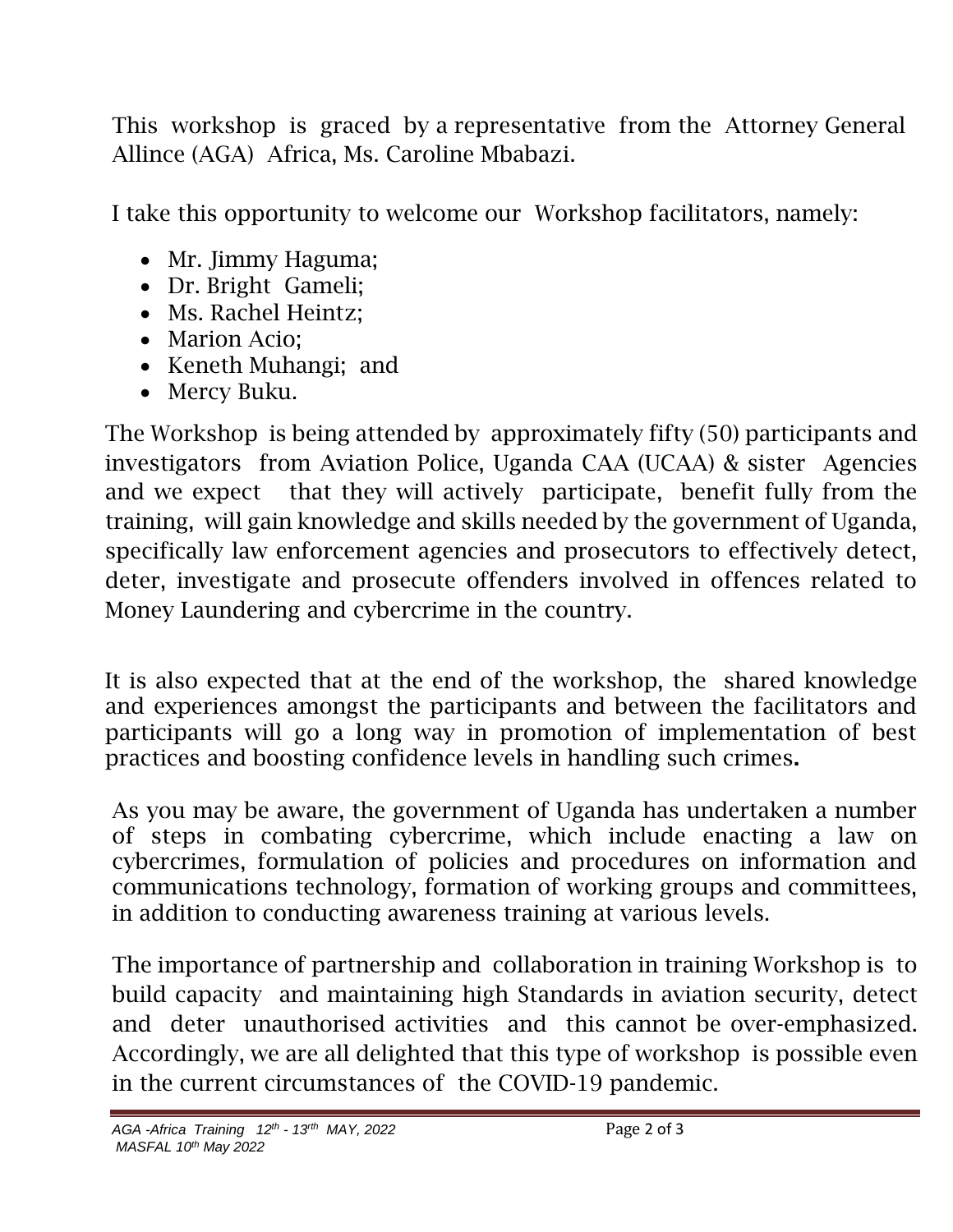This workshop is graced by a representative from the Attorney General Allince (AGA) Africa, Ms. Caroline Mbabazi.

I take this opportunity to welcome our Workshop facilitators, namely:

- Mr. Jimmy Haguma;
- Dr. Bright Gameli;
- Ms. Rachel Heintz;
- Marion Acio;
- Keneth Muhangi; and
- Mercy Buku.

The Workshop is being attended by approximately fifty (50) participants and investigators from Aviation Police, Uganda CAA (UCAA) & sister Agencies and we expect that they will actively participate, benefit fully from the training, will gain knowledge and skills needed by the government of Uganda, specifically law enforcement agencies and prosecutors to effectively detect, deter, investigate and prosecute offenders involved in offences related to Money Laundering and cybercrime in the country.

It is also expected that at the end of the workshop, the shared knowledge and experiences amongst the participants and between the facilitators and participants will go a long way in promotion of implementation of best practices and boosting confidence levels in handling such crimes.

As you may be aware, the government of Uganda has undertaken a number of steps in combating cybercrime, which include enacting a law on cybercrimes, formulation of policies and procedures on information and communications technology, formation of working groups and committees, in addition to conducting awareness training at various levels.

The importance of partnership and collaboration in training Workshop is to build capacity and maintaining high Standards in aviation security, detect and deter unauthorised activities and this cannot be over-emphasized. Accordingly, we are all delighted that this type of workshop is possible even in the current circumstances of the COVID-19 pandemic.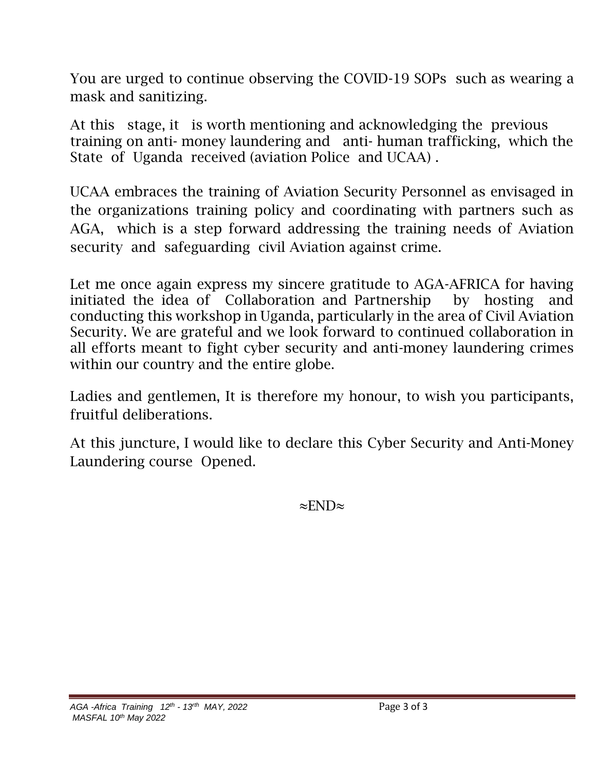You are urged to continue observing the COVID-19 SOPs such as wearing a mask and sanitizing.

At this stage, it is worth mentioning and acknowledging the previous training on anti- money laundering and anti- human trafficking, which the State of Uganda received (aviation Police and UCAA) .

UCAA embraces the training of Aviation Security Personnel as envisaged in the organizations training policy and coordinating with partners such as AGA, which is a step forward addressing the training needs of Aviation security and safeguarding civil Aviation against crime.

Let me once again express my sincere gratitude to AGA-AFRICA for having initiated the idea of Collaboration and Partnership by hosting and conducting this workshop in Uganda, particularly in the area of Civil Aviation Security. We are grateful and we look forward to continued collaboration in all efforts meant to fight cyber security and anti-money laundering crimes within our country and the entire globe.

Ladies and gentlemen, It is therefore my honour, to wish you participants, fruitful deliberations.

At this juncture, I would like to declare this Cyber Security and Anti-Money Laundering course Opened.

≈END≈